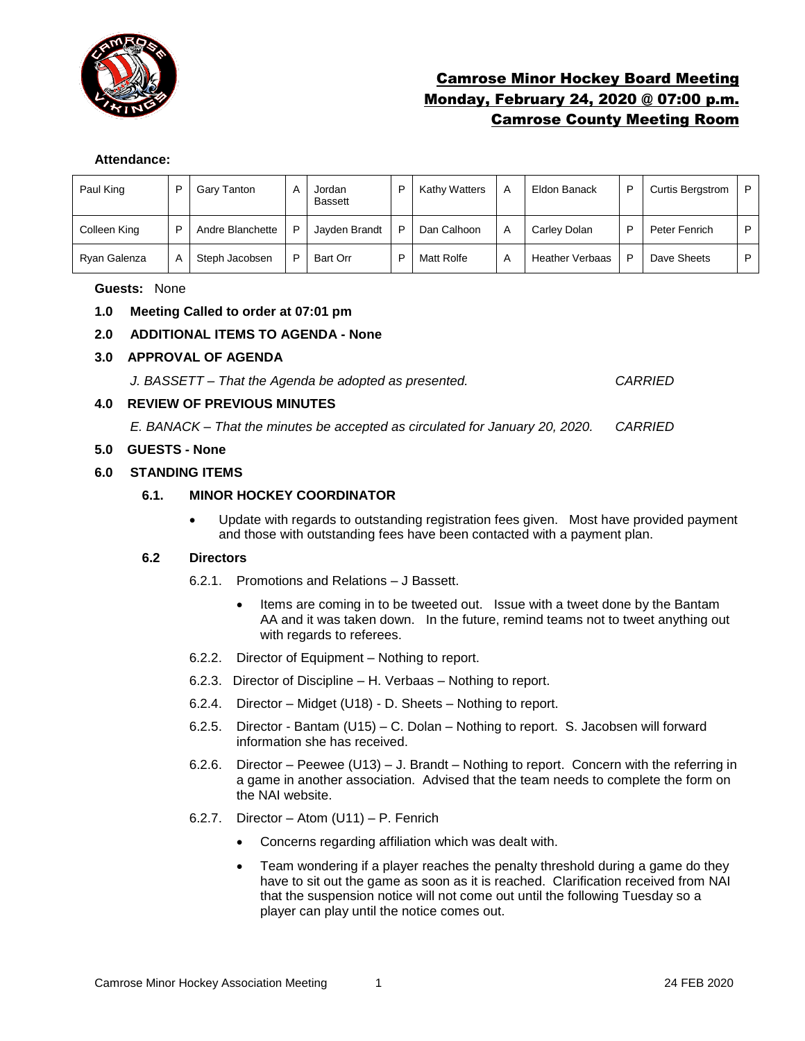# Camrose Minor Hockey Board Meeting
## Monday, February 24, 2020 @ 07:00 p.m.
## Camrose County Meeting Room

**Attendance:**

| | | | | | | | | | | | |
|---|---|---|---|---|---|---|---|---|---|---|---|
| Paul King | P | Gary Tanton | A | Jordan Bassett | P | Kathy Watters | A | Eldon Banack | P | Curtis Bergstrom | P |
| Colleen King | P | Andre Blanchette | P | Jayden Brandt | P | Dan Calhoon | A | Carley Dolan | P | Peter Fenrich | P |
| Ryan Galenza | A | Steph Jacobsen | P | Bart Orr | P | Matt Rolfe | A | Heather Verbaas | P | Dave Sheets | P |

**Guests:** None

**1.0 Meeting Called to order at 07:01 pm**

**2.0 ADDITIONAL ITEMS TO AGENDA - None**

**3.0 APPROVAL OF AGENDA**

*J. BASSETT – That the Agenda be adopted as presented.* *CARRIED*

**4.0 REVIEW OF PREVIOUS MINUTES**

*E. BANACK – That the minutes be accepted as circulated for January 20, 2020.* *CARRIED*

**5.0 GUESTS - None**

**6.0 STANDING ITEMS**

**6.1. MINOR HOCKEY COORDINATOR**

- Update with regards to outstanding registration fees given. Most have provided payment and those with outstanding fees have been contacted with a payment plan.

**6.2 Directors**

6.2.1. Promotions and Relations – J Bassett.

- Items are coming in to be tweeted out. Issue with a tweet done by the Bantam AA and it was taken down. In the future, remind teams not to tweet anything out with regards to referees.

6.2.2. Director of Equipment – Nothing to report.

6.2.3. Director of Discipline – H. Verbaas – Nothing to report.

6.2.4. Director – Midget (U18) - D. Sheets – Nothing to report.

6.2.5. Director - Bantam (U15) – C. Dolan – Nothing to report. S. Jacobsen will forward information she has received.

6.2.6. Director – Peewee (U13) – J. Brandt – Nothing to report. Concern with the referring in a game in another association. Advised that the team needs to complete the form on the NAI website.

6.2.7. Director – Atom (U11) – P. Fenrich

- Concerns regarding affiliation which was dealt with.
- Team wondering if a player reaches the penalty threshold during a game do they have to sit out the game as soon as it is reached. Clarification received from NAI that the suspension notice will not come out until the following Tuesday so a player can play until the notice comes out.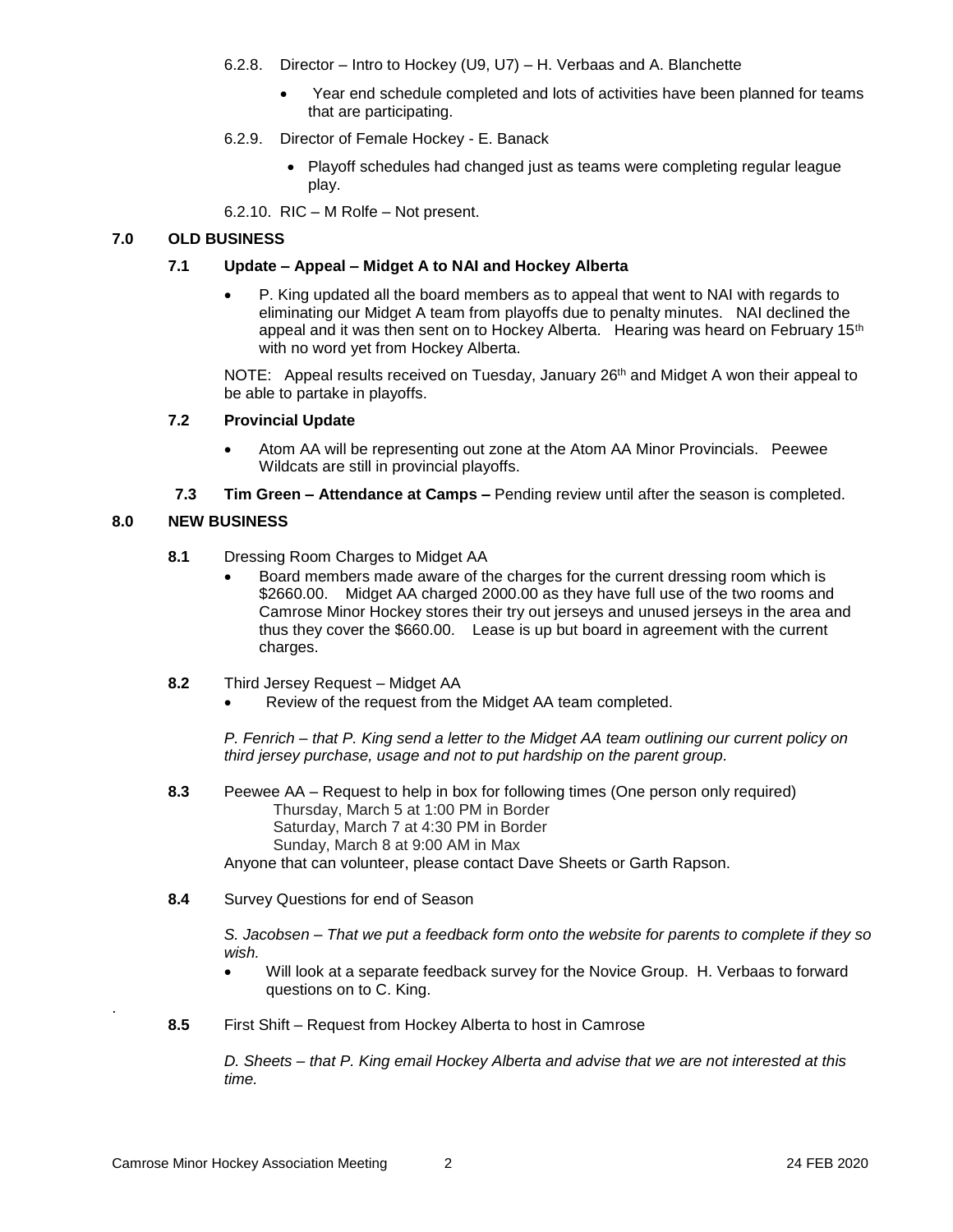6.2.8. Director – Intro to Hockey (U9, U7) – H. Verbaas and A. Blanchette

- Year end schedule completed and lots of activities have been planned for teams that are participating.

6.2.9. Director of Female Hockey - E. Banack

- Playoff schedules had changed just as teams were completing regular league play.

6.2.10. RIC – M Rolfe – Not present.

## 7.0 OLD BUSINESS

### 7.1 Update – Appeal – Midget A to NAI and Hockey Alberta

- P. King updated all the board members as to appeal that went to NAI with regards to eliminating our Midget A team from playoffs due to penalty minutes. NAI declined the appeal and it was then sent on to Hockey Alberta. Hearing was heard on February 15th with no word yet from Hockey Alberta.

NOTE: Appeal results received on Tuesday, January 26th and Midget A won their appeal to be able to partake in playoffs.

### 7.2 Provincial Update

- Atom AA will be representing out zone at the Atom AA Minor Provincials. Peewee Wildcats are still in provincial playoffs.

**7.3 Tim Green – Attendance at Camps –** Pending review until after the season is completed.

## 8.0 NEW BUSINESS

**8.1** Dressing Room Charges to Midget AA

- Board members made aware of the charges for the current dressing room which is \$2660.00. Midget AA charged 2000.00 as they have full use of the two rooms and Camrose Minor Hockey stores their try out jerseys and unused jerseys in the area and thus they cover the \$660.00. Lease is up but board in agreement with the current charges.

**8.2** Third Jersey Request – Midget AA

- Review of the request from the Midget AA team completed.

*P. Fenrich – that P. King send a letter to the Midget AA team outlining our current policy on third jersey purchase, usage and not to put hardship on the parent group.*

**8.3** Peewee AA – Request to help in box for following times (One person only required)
Thursday, March 5 at 1:00 PM in Border
Saturday, March 7 at 4:30 PM in Border
Sunday, March 8 at 9:00 AM in Max
Anyone that can volunteer, please contact Dave Sheets or Garth Rapson.

**8.4** Survey Questions for end of Season

*S. Jacobsen – That we put a feedback form onto the website for parents to complete if they so wish.*

- Will look at a separate feedback survey for the Novice Group. H. Verbaas to forward questions on to C. King.

**8.5** First Shift – Request from Hockey Alberta to host in Camrose

*D. Sheets – that P. King email Hockey Alberta and advise that we are not interested at this time.*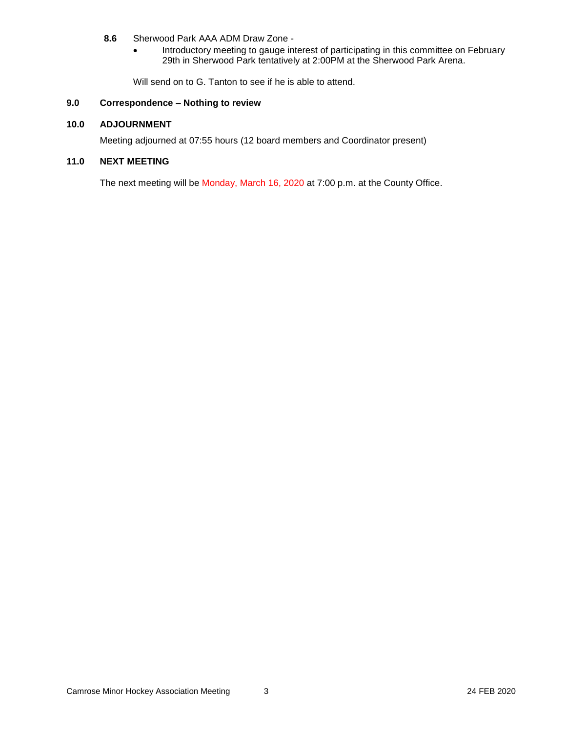**8.6** Sherwood Park AAA ADM Draw Zone -

- Introductory meeting to gauge interest of participating in this committee on February 29th in Sherwood Park tentatively at 2:00PM at the Sherwood Park Arena.

Will send on to G. Tanton to see if he is able to attend.

## 9.0 Correspondence – Nothing to review

## 10.0 ADJOURNMENT

Meeting adjourned at 07:55 hours (12 board members and Coordinator present)

## 11.0 NEXT MEETING

The next meeting will be Monday, March 16, 2020 at 7:00 p.m. at the County Office.